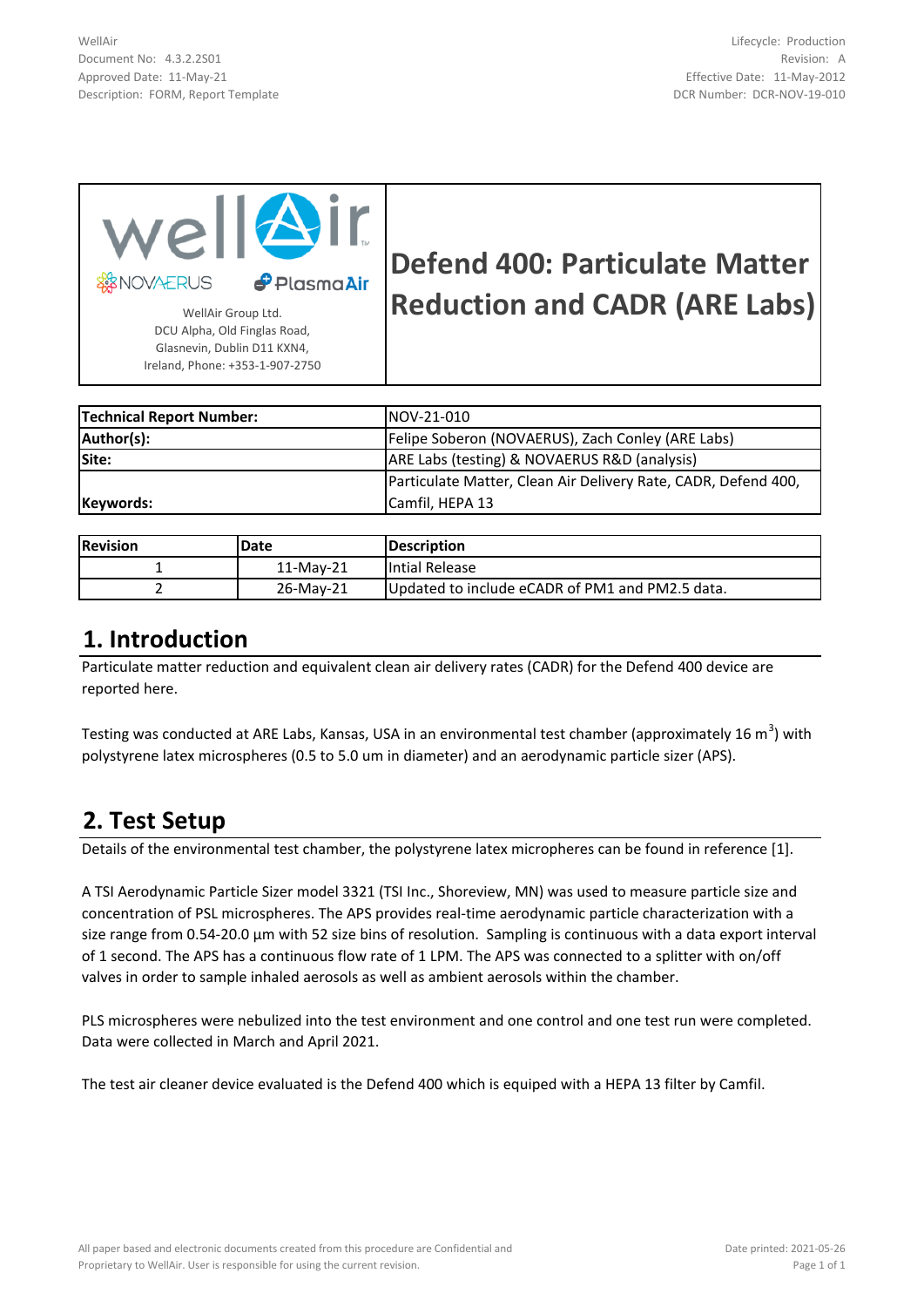| WellAir Group Ltd. DCU Alpha, Old Finglas Road, Glasnevin, Dublin D11 KXN4, Ireland, Phone: +353-1-907-2750 | **Defend 400: Particulate Matter Reduction and CADR (ARE Labs)** |
|---|---|

| | |
|---|---|
| **Technical Report Number:** | NOV-21-010 |
| **Author(s):** | Felipe Soberon (NOVAERUS), Zach Conley (ARE Labs) |
| **Site:** | ARE Labs (testing) & NOVAERUS R&D (analysis) |
| **Keywords:** | Particulate Matter, Clean Air Delivery Rate, CADR, Defend 400, Camfil, HEPA 13 |

| Revision | Date | Description |
|---|---|---|
| 1 | 11-May-21 | Intial Release |
| 2 | 26-May-21 | Updated to include eCADR of PM1 and PM2.5 data. |

## 1. Introduction

Particulate matter reduction and equivalent clean air delivery rates (CADR) for the Defend 400 device are reported here.

Testing was conducted at ARE Labs, Kansas, USA in an environmental test chamber (approximately 16 $m^3$) with polystyrene latex microspheres (0.5 to 5.0 um in diameter) and an aerodynamic particle sizer (APS).

## 2. Test Setup

Details of the environmental test chamber, the polystyrene latex micropheres can be found in reference [1].

A TSI Aerodynamic Particle Sizer model 3321 (TSI Inc., Shoreview, MN) was used to measure particle size and concentration of PSL microspheres. The APS provides real-time aerodynamic particle characterization with a size range from 0.54-20.0 µm with 52 size bins of resolution. Sampling is continuous with a data export interval of 1 second. The APS has a continuous flow rate of 1 LPM. The APS was connected to a splitter with on/off valves in order to sample inhaled aerosols as well as ambient aerosols within the chamber.

PLS microspheres were nebulized into the test environment and one control and one test run were completed. Data were collected in March and April 2021.

The test air cleaner device evaluated is the Defend 400 which is equiped with a HEPA 13 filter by Camfil.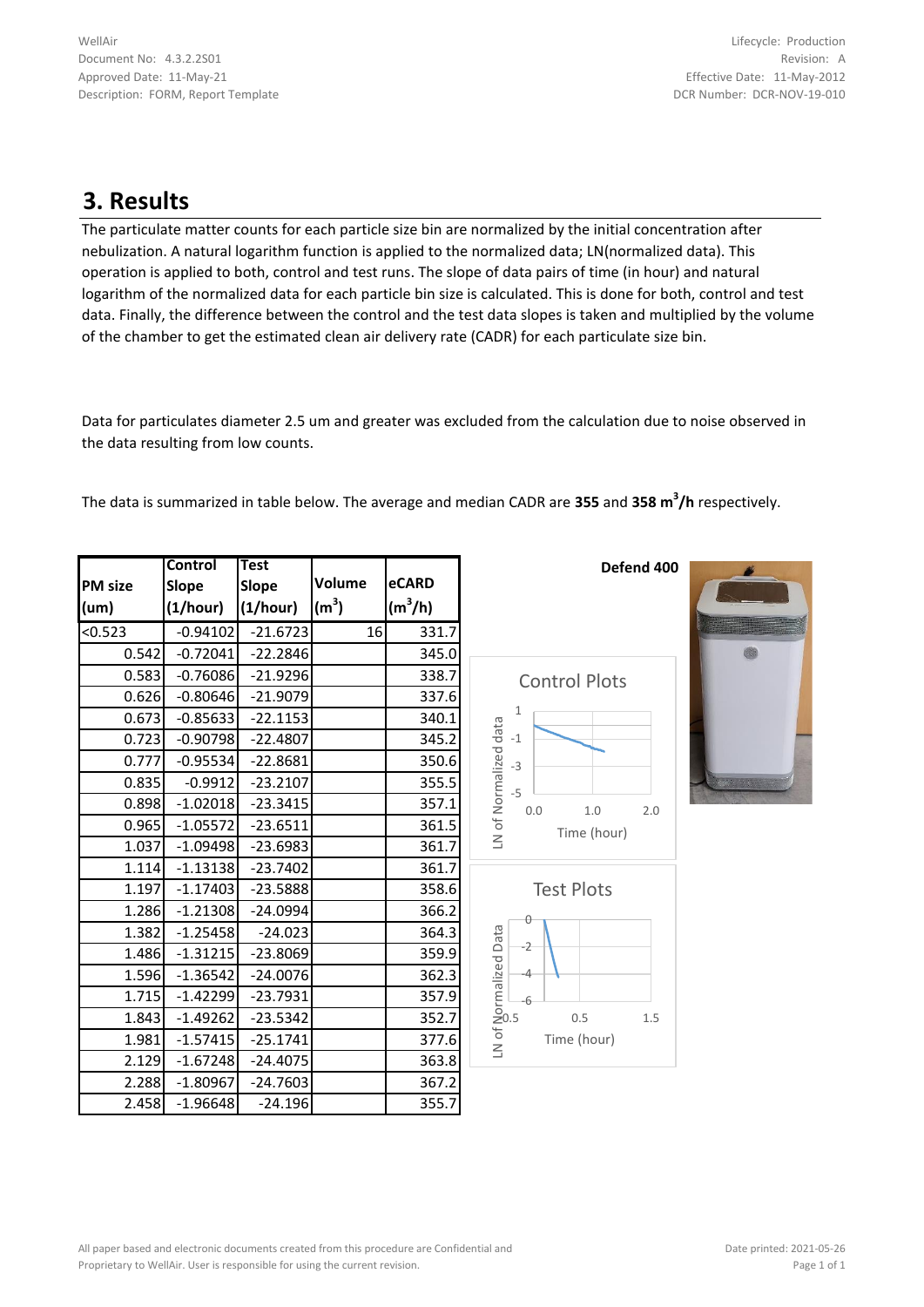# 3. Results

The particulate matter counts for each particle size bin are normalized by the initial concentration after nebulization. A natural logarithm function is applied to the normalized data; LN(normalized data). This operation is applied to both, control and test runs. The slope of data pairs of time (in hour) and natural logarithm of the normalized data for each particle bin size is calculated. This is done for both, control and test data. Finally, the difference between the control and the test data slopes is taken and multiplied by the volume of the chamber to get the estimated clean air delivery rate (CADR) for each particulate size bin.

Data for particulates diameter 2.5 um and greater was excluded from the calculation due to noise observed in the data resulting from low counts.

The data is summarized in table below. The average and median CADR are **355** and **358 $m^3$/h** respectively.

| PM size (um) | Control Slope (1/hour) | Test Slope (1/hour) | Volume ($m^3$) | eCARD ($m^3$/h) |
|---|---|---|---|---|
| <0.523 | -0.94102 | -21.6723 | 16 | 331.7 |
| 0.542 | -0.72041 | -22.2846 | | 345.0 |
| 0.583 | -0.76086 | -21.9296 | | 338.7 |
| 0.626 | -0.80646 | -21.9079 | | 337.6 |
| 0.673 | -0.85633 | -22.1153 | | 340.1 |
| 0.723 | -0.90798 | -22.4807 | | 345.2 |
| 0.777 | -0.95534 | -22.8681 | | 350.6 |
| 0.835 | -0.9912 | -23.2107 | | 355.5 |
| 0.898 | -1.02018 | -23.3415 | | 357.1 |
| 0.965 | -1.05572 | -23.6511 | | 361.5 |
| 1.037 | -1.09498 | -23.6983 | | 361.7 |
| 1.114 | -1.13138 | -23.7402 | | 361.7 |
| 1.197 | -1.17403 | -23.5888 | | 358.6 |
| 1.286 | -1.21308 | -24.0994 | | 366.2 |
| 1.382 | -1.25458 | -24.023 | | 364.3 |
| 1.486 | -1.31215 | -23.8069 | | 359.9 |
| 1.596 | -1.36542 | -24.0076 | | 362.3 |
| 1.715 | -1.42299 | -23.7931 | | 357.9 |
| 1.843 | -1.49262 | -23.5342 | | 352.7 |
| 1.981 | -1.57415 | -25.1741 | | 377.6 |
| 2.129 | -1.67248 | -24.4075 | | 363.8 |
| 2.288 | -1.80967 | -24.7603 | | 367.2 |
| 2.458 | -1.96648 | -24.196 | | 355.7 |

**Defend 400**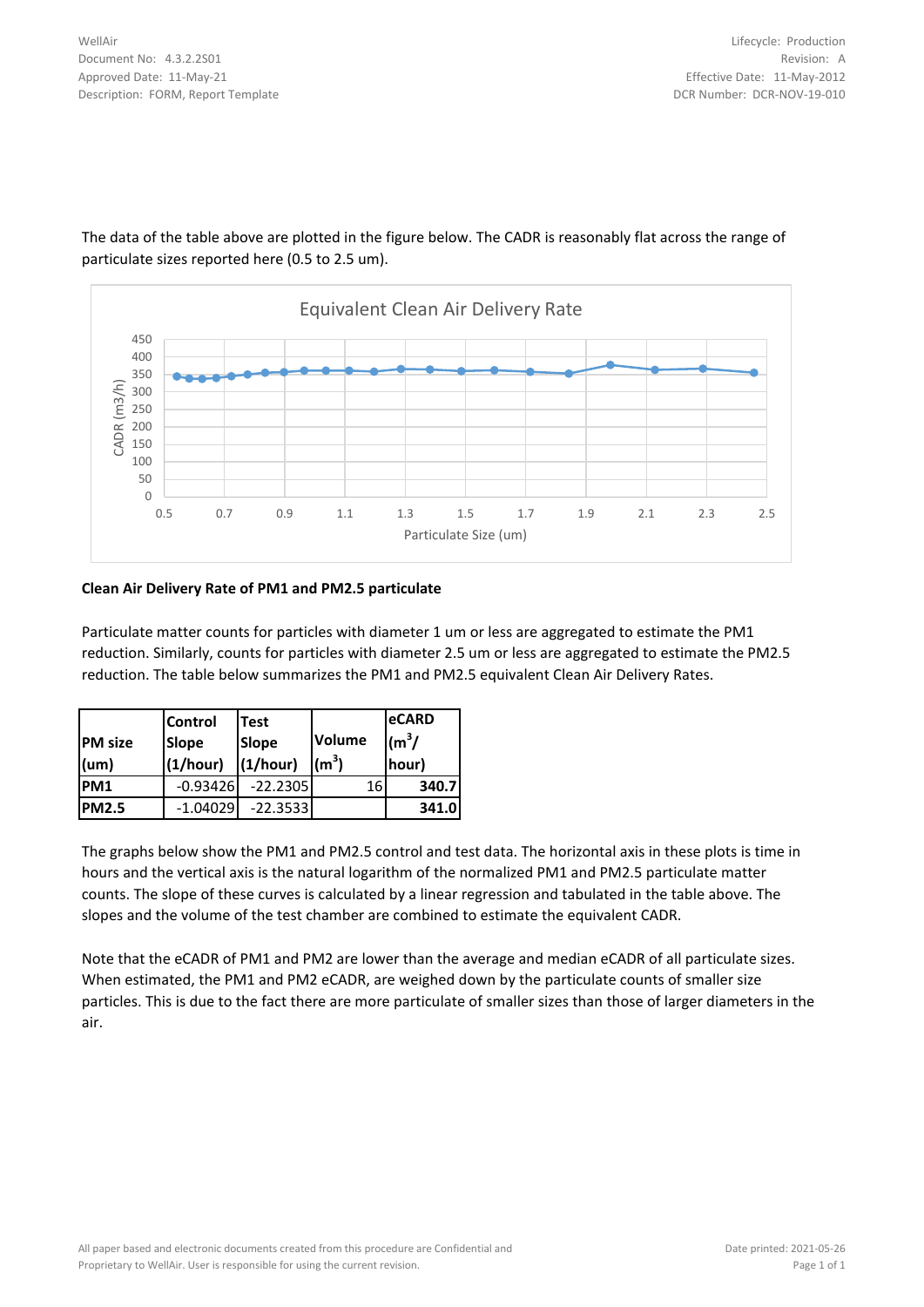The data of the table above are plotted in the figure below. The CADR is reasonably flat across the range of particulate sizes reported here (0.5 to 2.5 um).

**Clean Air Delivery Rate of PM1 and PM2.5 particulate**

Particulate matter counts for particles with diameter 1 um or less are aggregated to estimate the PM1 reduction. Similarly, counts for particles with diameter 2.5 um or less are aggregated to estimate the PM2.5 reduction. The table below summarizes the PM1 and PM2.5 equivalent Clean Air Delivery Rates.

| PM size (um) | Control Slope (1/hour) | Test Slope (1/hour) | Volume ($m^3$) | eCARD ($m^3$/ hour) |
|---|---|---|---|---|
| **PM1** | -0.93426 | -22.2305 | 16 | **340.7** |
| **PM2.5** | -1.04029 | -22.3533 | | **341.0** |

The graphs below show the PM1 and PM2.5 control and test data. The horizontal axis in these plots is time in hours and the vertical axis is the natural logarithm of the normalized PM1 and PM2.5 particulate matter counts. The slope of these curves is calculated by a linear regression and tabulated in the table above. The slopes and the volume of the test chamber are combined to estimate the equivalent CADR.

Note that the eCADR of PM1 and PM2 are lower than the average and median eCADR of all particulate sizes. When estimated, the PM1 and PM2 eCADR, are weighed down by the particulate counts of smaller size particles. This is due to the fact there are more particulate of smaller sizes than those of larger diameters in the air.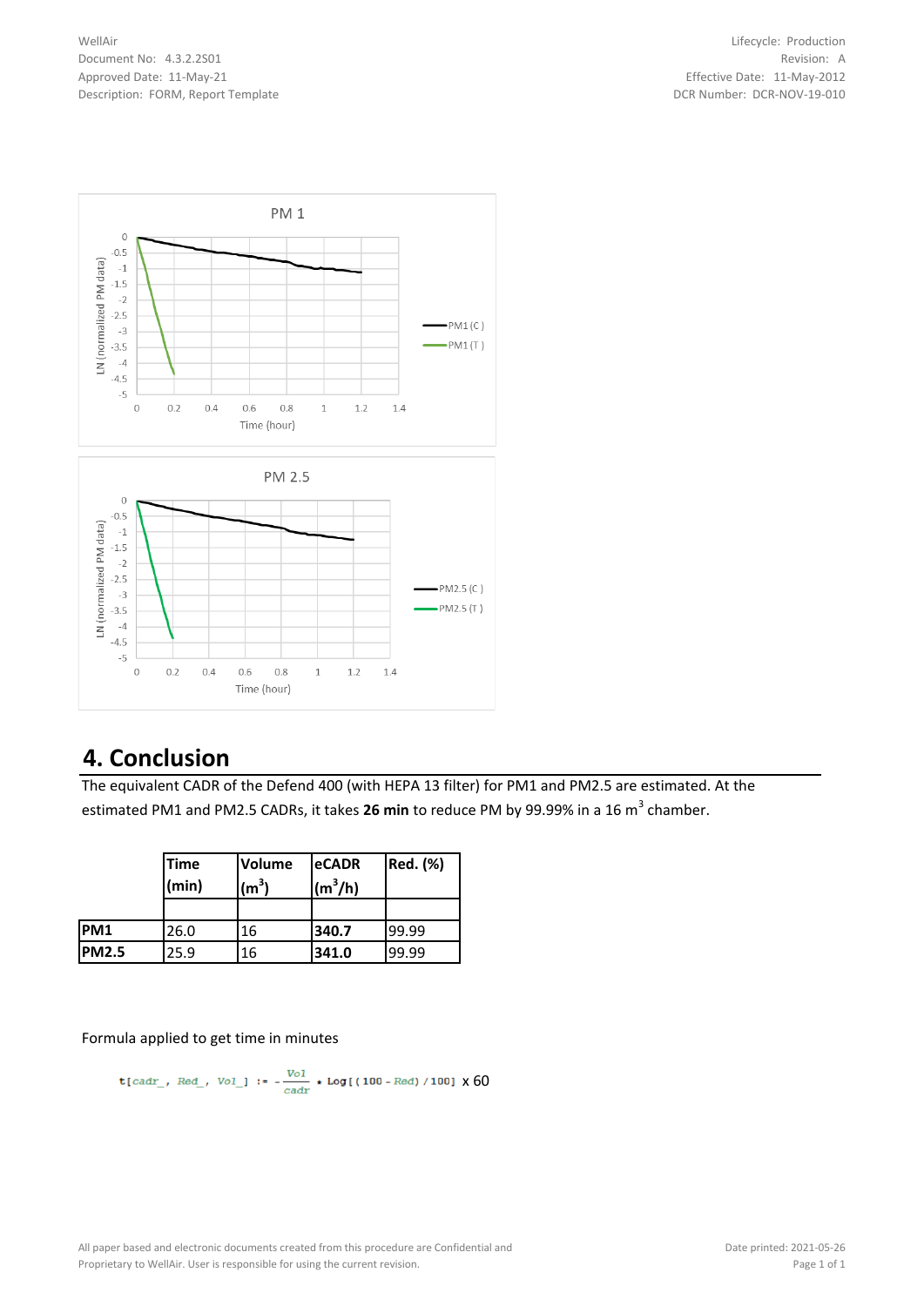## 4. Conclusion

The equivalent CADR of the Defend 400 (with HEPA 13 filter) for PM1 and PM2.5 are estimated. At the estimated PM1 and PM2.5 CADRs, it takes **26 min** to reduce PM by 99.99% in a 16 $m^3$ chamber.

| | Time (min) | Volume ($m^3$) | eCADR ($m^3$/h) | Red. (%) |
|---|---|---|---|---|
| | | | | |
| **PM1** | 26.0 | 16 | **340.7** | 99.99 |
| **PM2.5** | 25.9 | 16 | **341.0** | 99.99 |

Formula applied to get time in minutes

```
t[cadr_, Red_, Vol_] := - Vol/cadr * Log[(100 - Red) / 100]
```

x 60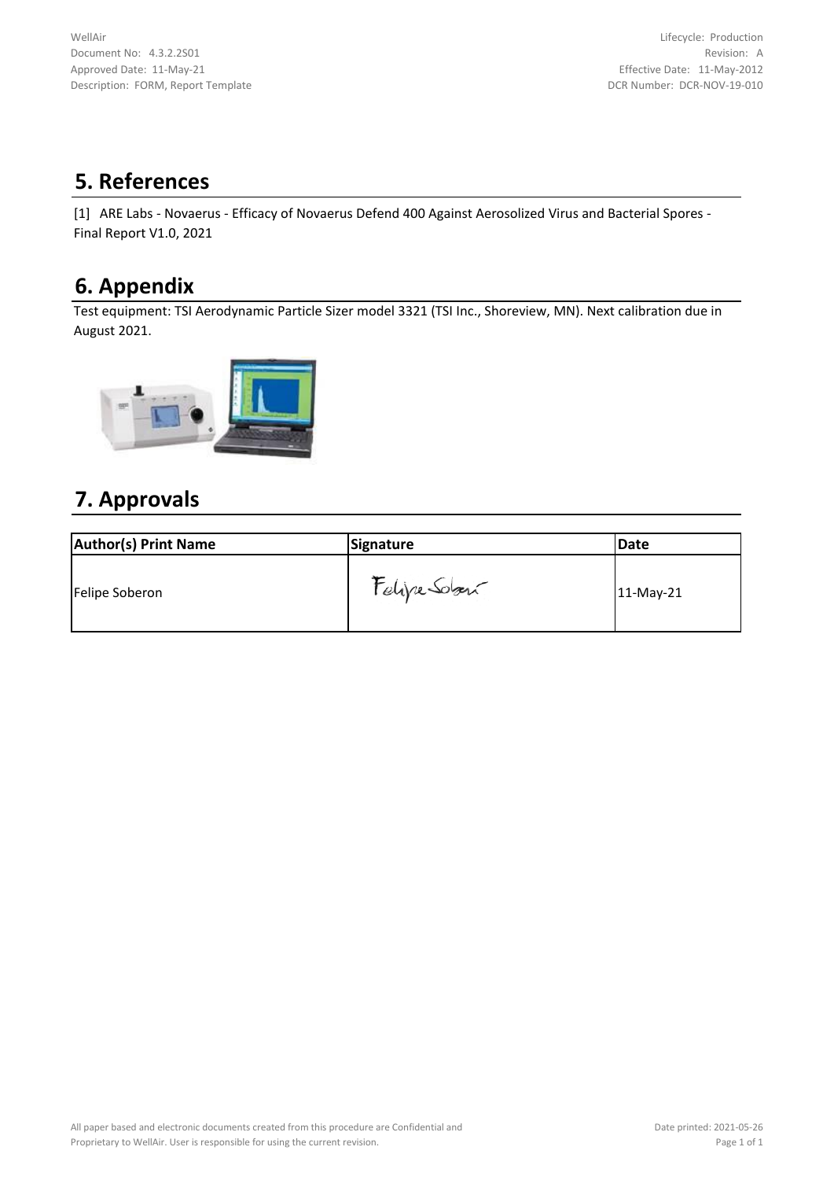## 5. References

[1] ARE Labs - Novaerus - Efficacy of Novaerus Defend 400 Against Aerosolized Virus and Bacterial Spores - Final Report V1.0, 2021

## 6. Appendix

Test equipment: TSI Aerodynamic Particle Sizer model 3321 (TSI Inc., Shoreview, MN). Next calibration due in August 2021.

## 7. Approvals

| Author(s) Print Name | Signature | Date |
| --- | --- | --- |
| Felipe Soberon | Felipe Soberon | 11-May-21 |